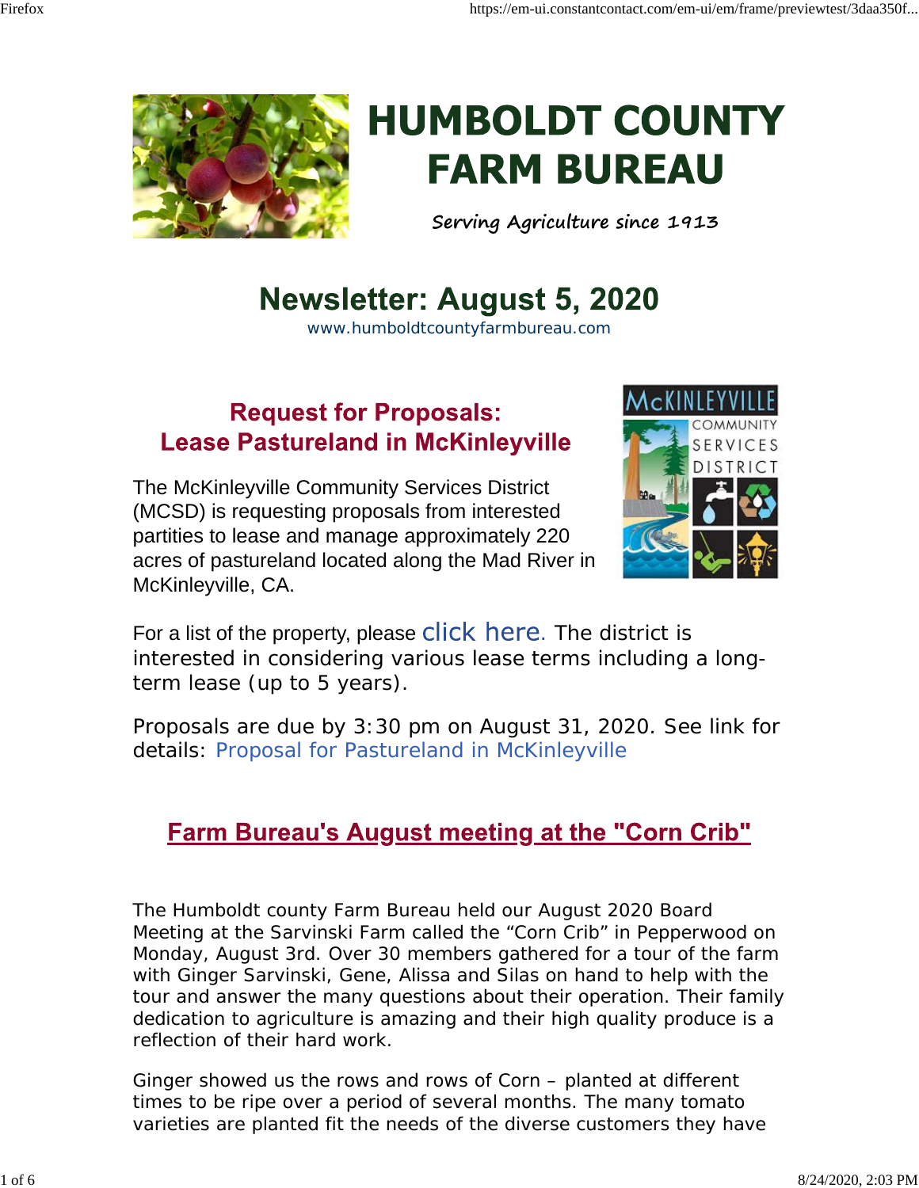# HUMBOLDT COUNTY FARM BUREAU

*Serving Agriculture since 1913*

## Newsletter: August 5, 2020

www.humboldtcountyfarmbureau.com

## Request for Proposals: Lease Pastureland in McKinleyville

The McKinleyville Community Services District (MCSD) is requesting proposals from interested partities to lease and manage approximately 220 acres of pastureland located along the Mad River in McKinleyville, CA.

For a list of the property, please click here. The district is interested in considering various lease terms including a long-term lease (up to 5 years).

Proposals are due by 3:30 pm on August 31, 2020. See link for details: Proposal for Pastureland in McKinleyville

## Farm Bureau's August meeting at the "Corn Crib"

The Humboldt county Farm Bureau held our August 2020 Board Meeting at the Sarvinski Farm called the "Corn Crib" in Pepperwood on Monday, August 3rd. Over 30 members gathered for a tour of the farm with Ginger Sarvinski, Gene, Alissa and Silas on hand to help with the tour and answer the many questions about their operation. Their family dedication to agriculture is amazing and their high quality produce is a reflection of their hard work.

Ginger showed us the rows and rows of Corn – planted at different times to be ripe over a period of several months. The many tomato varieties are planted fit the needs of the diverse customers they have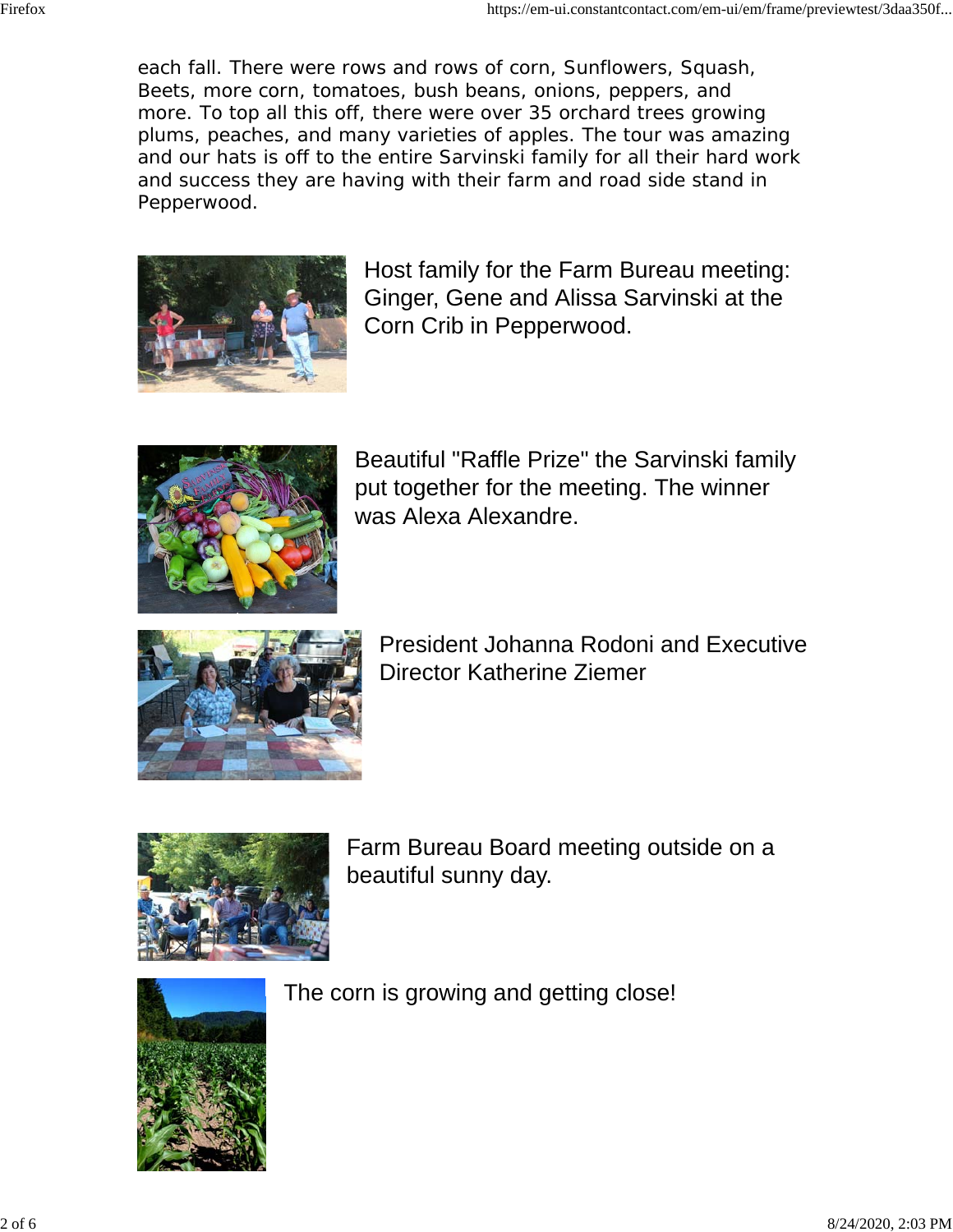each fall. There were rows and rows of corn, Sunflowers, Squash, Beets, more corn, tomatoes, bush beans, onions, peppers, and more. To top all this off, there were over 35 orchard trees growing plums, peaches, and many varieties of apples. The tour was amazing and our hats is off to the entire Sarvinski family for all their hard work and success they are having with their farm and road side stand in Pepperwood.

Host family for the Farm Bureau meeting: Ginger, Gene and Alissa Sarvinski at the Corn Crib in Pepperwood.

Beautiful "Raffle Prize" the Sarvinski family put together for the meeting. The winner was Alexa Alexandre.

President Johanna Rodoni and Executive Director Katherine Ziemer

Farm Bureau Board meeting outside on a beautiful sunny day.

The corn is growing and getting close!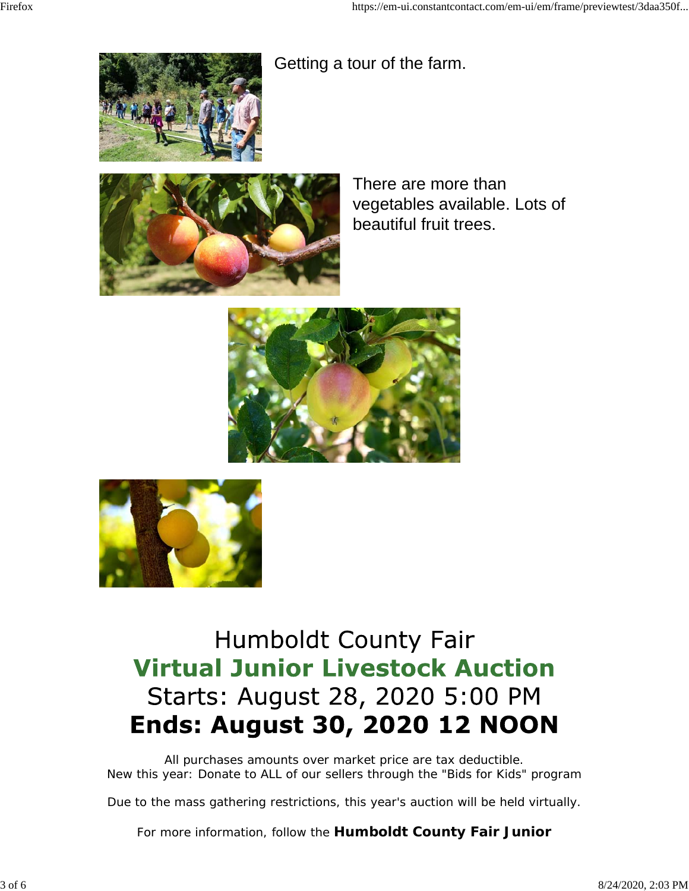Getting a tour of the farm.

There are more than vegetables available. Lots of beautiful fruit trees.

Humboldt County Fair

## Virtual Junior Livestock Auction

Starts: August 28, 2020 5:00 PM

**Ends: August 30, 2020 12 NOON**

All purchases amounts over market price are tax deductible.
New this year: Donate to ALL of our sellers through the "Bids for Kids" program

Due to the mass gathering restrictions, this year's auction will be held virtually.

For more information, follow the **Humboldt County Fair Junior**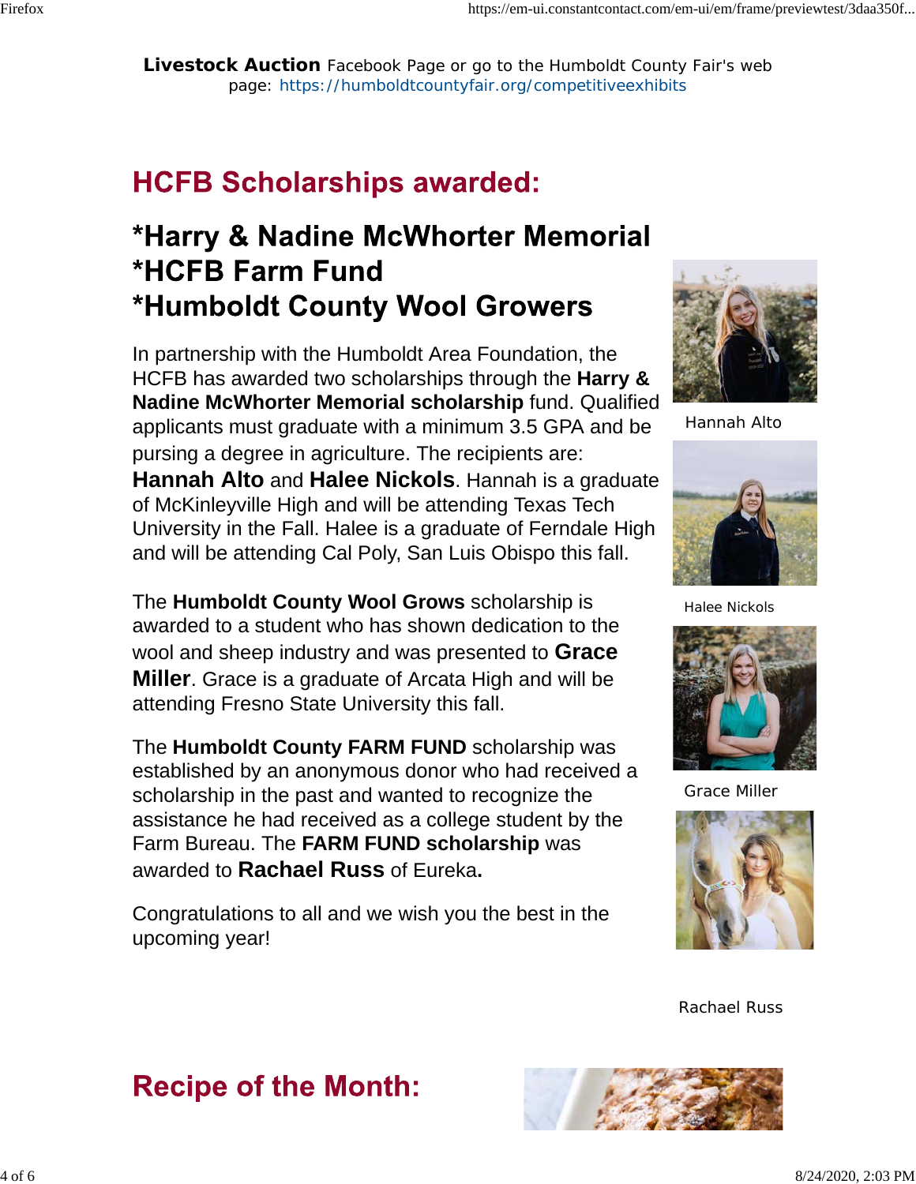**Livestock Auction** Facebook Page or go to the Humboldt County Fair's web page: https://humboldtcountyfair.org/competitiveexhibits

## HCFB Scholarships awarded:

### *Harry & Nadine McWhorter Memorial
### *HCFB Farm Fund
### *Humboldt County Wool Growers

In partnership with the Humboldt Area Foundation, the HCFB has awarded two scholarships through the **Harry & Nadine McWhorter Memorial scholarship** fund. Qualified applicants must graduate with a minimum 3.5 GPA and be pursing a degree in agriculture. The recipients are: **Hannah Alto** and **Halee Nickols**. Hannah is a graduate of McKinleyville High and will be attending Texas Tech University in the Fall. Halee is a graduate of Ferndale High and will be attending Cal Poly, San Luis Obispo this fall.

Hannah Alto

Halee Nickols

The **Humboldt County Wool Grows** scholarship is awarded to a student who has shown dedication to the wool and sheep industry and was presented to **Grace Miller**. Grace is a graduate of Arcata High and will be attending Fresno State University this fall.

Grace Miller

The **Humboldt County FARM FUND** scholarship was established by an anonymous donor who had received a scholarship in the past and wanted to recognize the assistance he had received as a college student by the Farm Bureau. The **FARM FUND scholarship** was awarded to **Rachael Russ** of Eureka**.**

Congratulations to all and we wish you the best in the upcoming year!

Rachael Russ

## Recipe of the Month: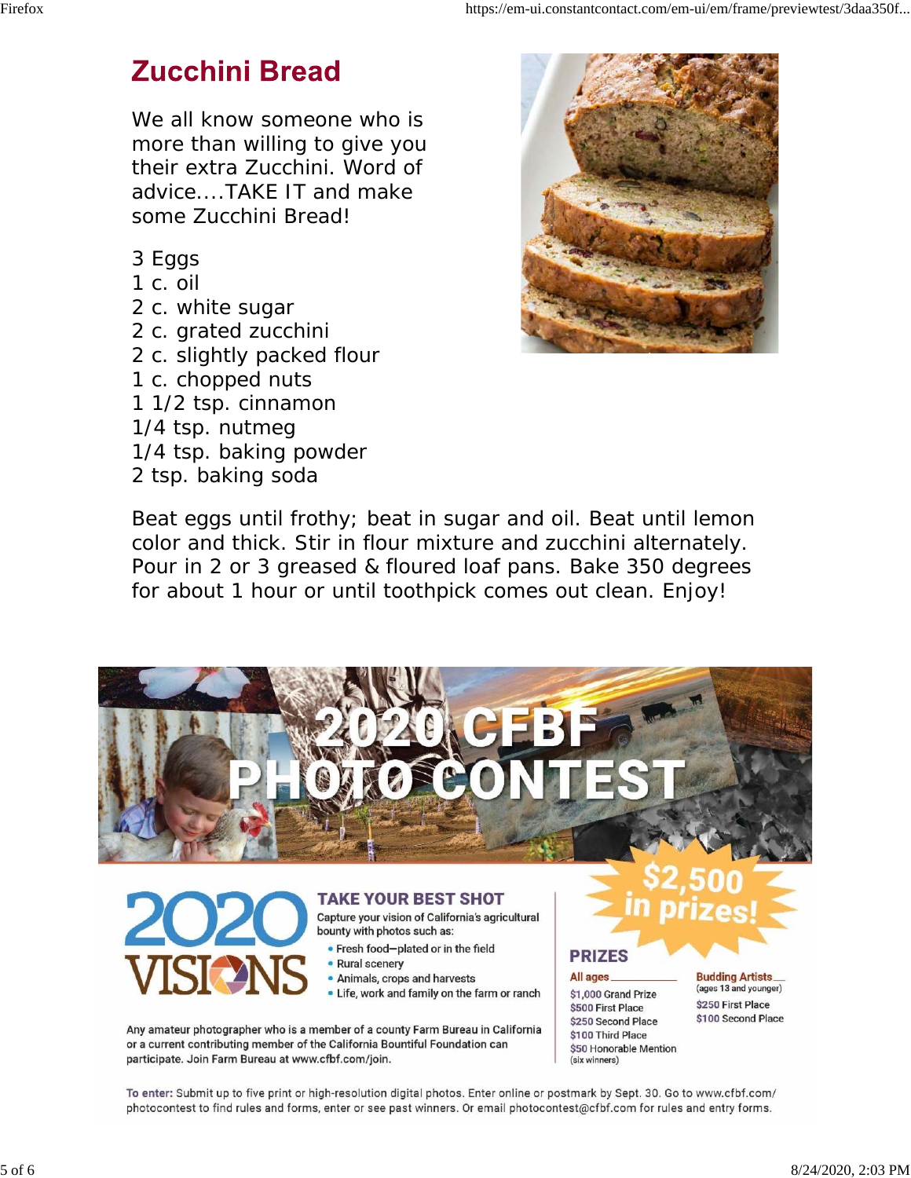# Zucchini Bread

We all know someone who is more than willing to give you their extra Zucchini. Word of advice....TAKE IT and make some Zucchini Bread!

3 Eggs
1 c. oil
2 c. white sugar
2 c. grated zucchini
2 c. slightly packed flour
1 c. chopped nuts
1 1/2 tsp. cinnamon
1/4 tsp. nutmeg
1/4 tsp. baking powder
2 tsp. baking soda

Beat eggs until frothy; beat in sugar and oil. Beat until lemon color and thick. Stir in flour mixture and zucchini alternately. Pour in 2 or 3 greased & floured loaf pans. Bake 350 degrees for about 1 hour or until toothpick comes out clean. Enjoy!

# 2020 CFBF PHOTO CONTEST

**2020 VISIONS**

## TAKE YOUR BEST SHOT

Capture your vision of California's agricultural bounty with photos such as:

- Fresh food—plated or in the field
- Rural scenery
- Animals, crops and harvests
- Life, work and family on the farm or ranch

Any amateur photographer who is a member of a county Farm Bureau in California or a current contributing member of the California Bountiful Foundation can participate. Join Farm Bureau at www.cfbf.com/join.

**$2,500 in prizes!**

## PRIZES

**All ages**

$1,000 Grand Prize
$500 First Place
$250 Second Place
$100 Third Place
$50 Honorable Mention (six winners)

**Budding Artists** (ages 13 and younger)

$250 First Place
$100 Second Place

**To enter:** Submit up to five print or high-resolution digital photos. Enter online or postmark by Sept. 30. Go to www.cfbf.com/photocontest to find rules and forms, enter or see past winners. Or email photocontest@cfbf.com for rules and entry forms.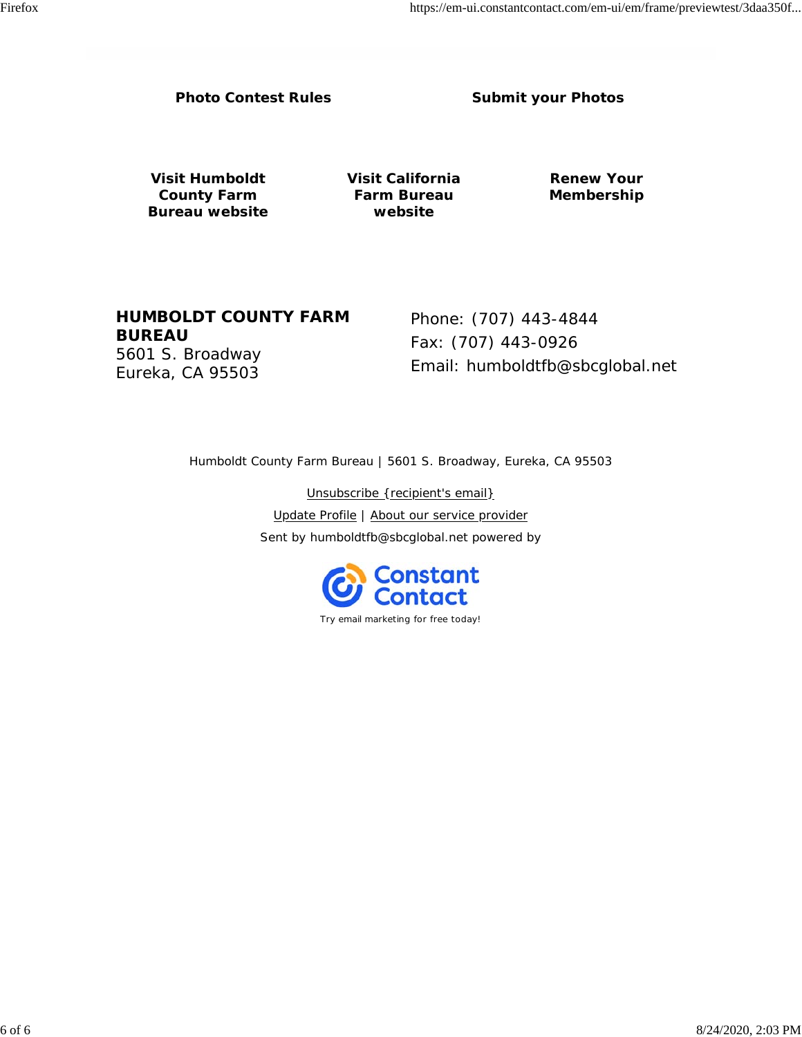**Photo Contest Rules**

**Submit your Photos**

**Visit Humboldt County Farm Bureau website**

**Visit California Farm Bureau website**

**Renew Your Membership**

**HUMBOLDT COUNTY FARM BUREAU**
5601 S. Broadway
Eureka, CA 95503

Phone: (707) 443-4844
Fax: (707) 443-0926
Email: humboldtfb@sbcglobal.net

Humboldt County Farm Bureau | 5601 S. Broadway, Eureka, CA 95503

Unsubscribe {recipient's email}

Update Profile | About our service provider

Sent by humboldtfb@sbcglobal.net powered by

Constant Contact

Try email marketing for free today!